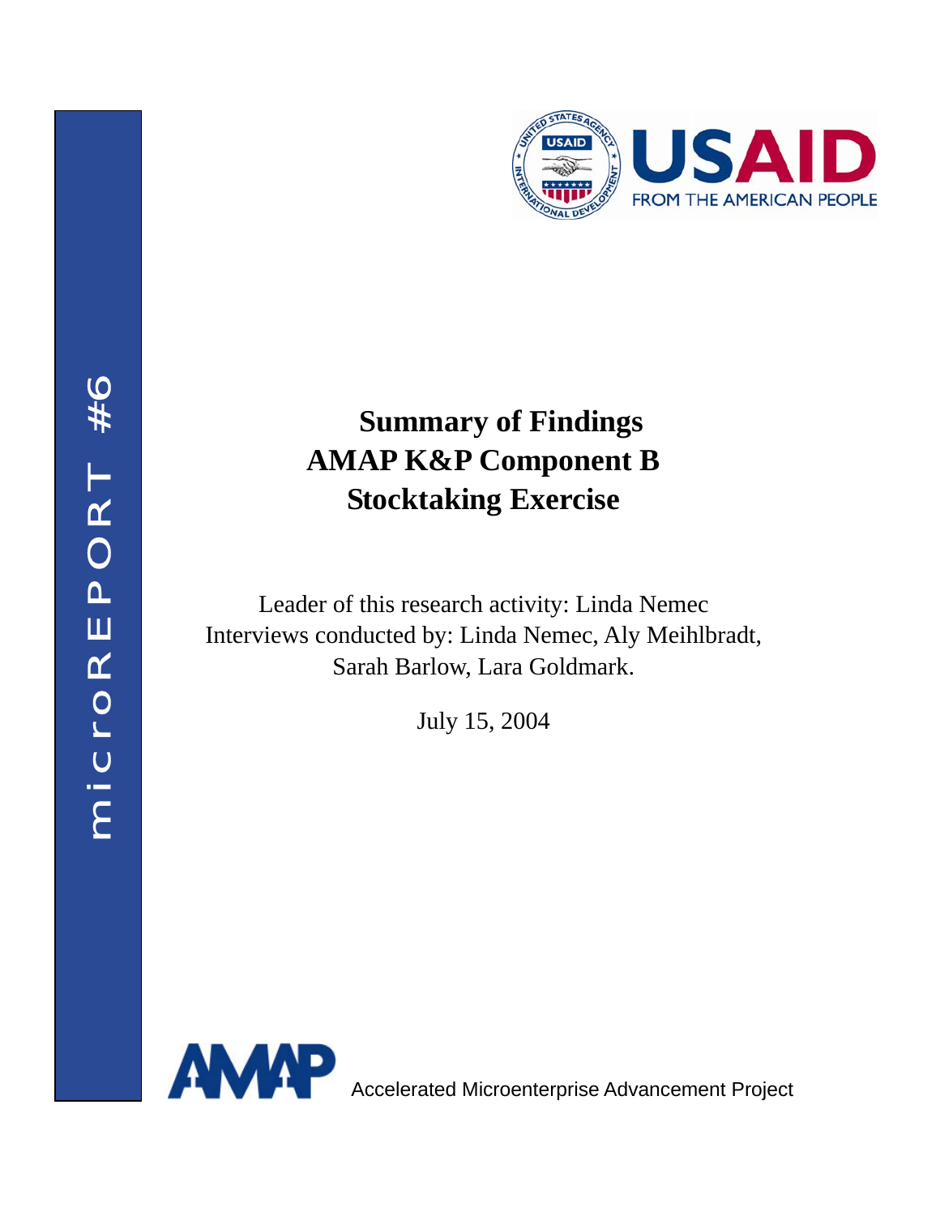microREPORT #6

USAID
FROM THE AMERICAN PEOPLE

# Summary of Findings
# AMAP K&P Component B
# Stocktaking Exercise

Leader of this research activity: Linda Nemec
Interviews conducted by: Linda Nemec, Aly Meihlbradt, Sarah Barlow, Lara Goldmark.

July 15, 2004

AMAP Accelerated Microenterprise Advancement Project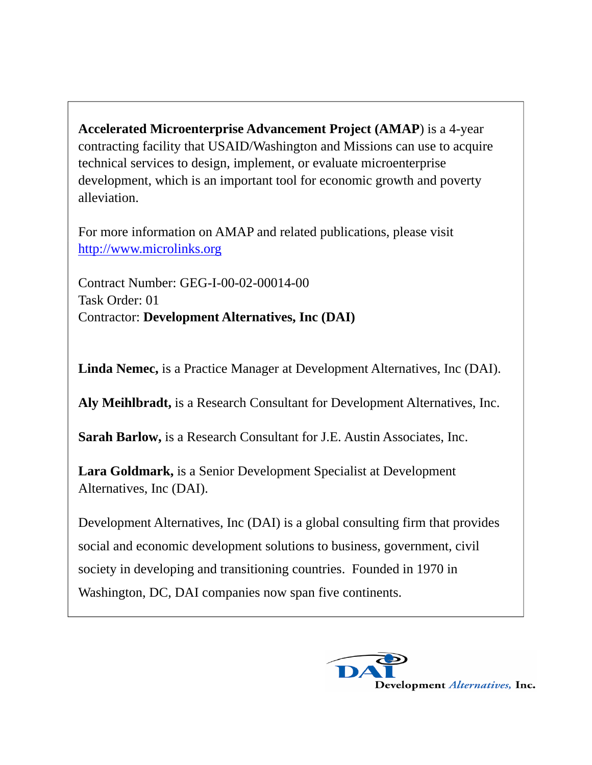**Accelerated Microenterprise Advancement Project (AMAP**) is a 4-year contracting facility that USAID/Washington and Missions can use to acquire technical services to design, implement, or evaluate microenterprise development, which is an important tool for economic growth and poverty alleviation.

For more information on AMAP and related publications, please visit http://www.microlinks.org

Contract Number: GEG-I-00-02-00014-00
Task Order: 01
Contractor: **Development Alternatives, Inc (DAI)**

**Linda Nemec,** is a Practice Manager at Development Alternatives, Inc (DAI).

**Aly Meihlbradt,** is a Research Consultant for Development Alternatives, Inc.

**Sarah Barlow,** is a Research Consultant for J.E. Austin Associates, Inc.

**Lara Goldmark,** is a Senior Development Specialist at Development Alternatives, Inc (DAI).

Development Alternatives, Inc (DAI) is a global consulting firm that provides social and economic development solutions to business, government, civil society in developing and transitioning countries. Founded in 1970 in Washington, DC, DAI companies now span five continents.

DAI Development *Alternatives,* Inc.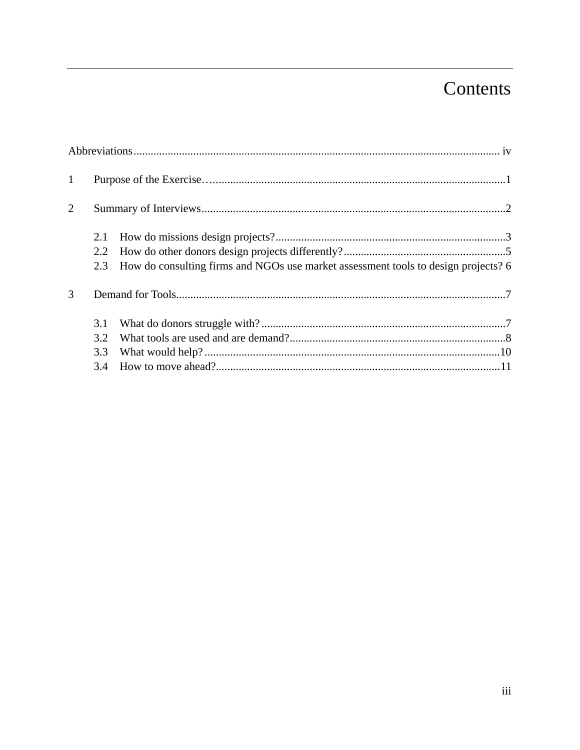# Contents

Abbreviations ........................................................................................................................ iv

1 Purpose of the Exercise…......................................................................................................1

2 Summary of Interviews..........................................................................................................2

- 2.1 How do missions design projects?..................................................................................3
- 2.2 How do other donors design projects differently?..........................................................5
- 2.3 How do consulting firms and NGOs use market assessment tools to design projects? 6

3 Demand for Tools...................................................................................................................7

- 3.1 What do donors struggle with?.......................................................................................7
- 3.2 What tools are used and are demand?............................................................................8
- 3.3 What would help?..........................................................................................................10
- 3.4 How to move ahead?.....................................................................................................11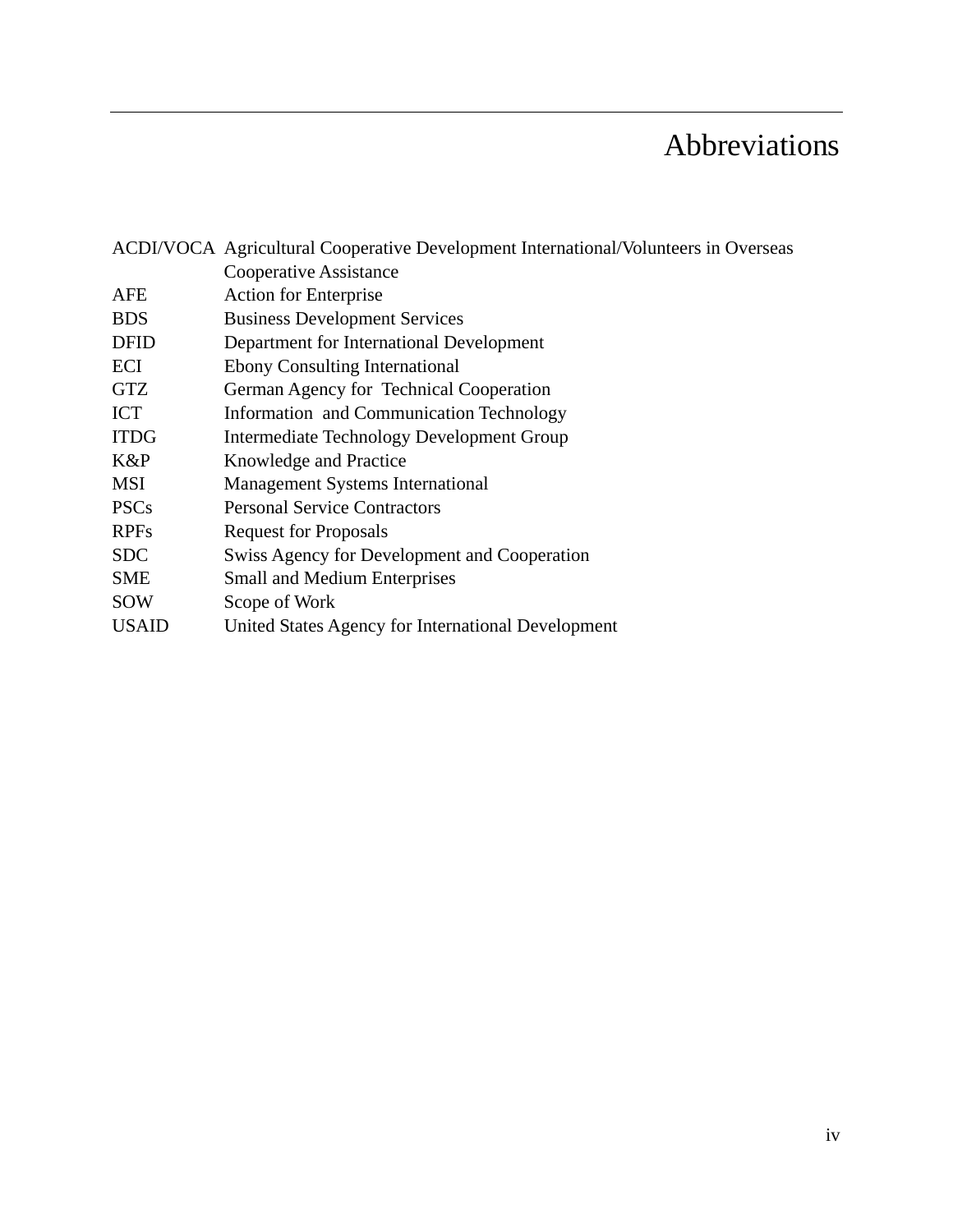# Abbreviations

| | |
|---|---|
| ACDI/VOCA | Agricultural Cooperative Development International/Volunteers in Overseas Cooperative Assistance |
| AFE | Action for Enterprise |
| BDS | Business Development Services |
| DFID | Department for International Development |
| ECI | Ebony Consulting International |
| GTZ | German Agency for Technical Cooperation |
| ICT | Information and Communication Technology |
| ITDG | Intermediate Technology Development Group |
| K&P | Knowledge and Practice |
| MSI | Management Systems International |
| PSCs | Personal Service Contractors |
| RPFs | Request for Proposals |
| SDC | Swiss Agency for Development and Cooperation |
| SME | Small and Medium Enterprises |
| SOW | Scope of Work |
| USAID | United States Agency for International Development |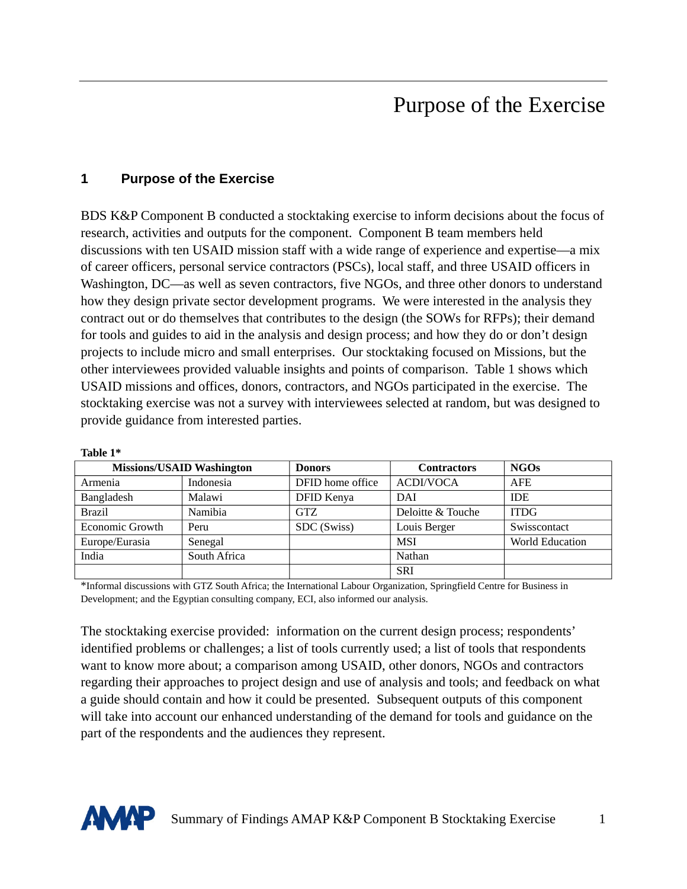# 1 Purpose of the Exercise

BDS K&P Component B conducted a stocktaking exercise to inform decisions about the focus of research, activities and outputs for the component. Component B team members held discussions with ten USAID mission staff with a wide range of experience and expertise—a mix of career officers, personal service contractors (PSCs), local staff, and three USAID officers in Washington, DC—as well as seven contractors, five NGOs, and three other donors to understand how they design private sector development programs. We were interested in the analysis they contract out or do themselves that contributes to the design (the SOWs for RFPs); their demand for tools and guides to aid in the analysis and design process; and how they do or don't design projects to include micro and small enterprises. Our stocktaking focused on Missions, but the other interviewees provided valuable insights and points of comparison. Table 1 shows which USAID missions and offices, donors, contractors, and NGOs participated in the exercise. The stocktaking exercise was not a survey with interviewees selected at random, but was designed to provide guidance from interested parties.

**Table 1***

| Missions/USAID Washington | | Donors | Contractors | NGOs |
|---|---|---|---|---|
| Armenia | Indonesia | DFID home office | ACDI/VOCA | AFE |
| Bangladesh | Malawi | DFID Kenya | DAI | IDE |
| Brazil | Namibia | GTZ | Deloitte & Touche | ITDG |
| Economic Growth | Peru | SDC (Swiss) | Louis Berger | Swisscontact |
| Europe/Eurasia | Senegal | | MSI | World Education |
| India | South Africa | | Nathan | |
| | | | SRI | |

*Informal discussions with GTZ South Africa; the International Labour Organization, Springfield Centre for Business in Development; and the Egyptian consulting company, ECI, also informed our analysis.

The stocktaking exercise provided: information on the current design process; respondents' identified problems or challenges; a list of tools currently used; a list of tools that respondents want to know more about; a comparison among USAID, other donors, NGOs and contractors regarding their approaches to project design and use of analysis and tools; and feedback on what a guide should contain and how it could be presented. Subsequent outputs of this component will take into account our enhanced understanding of the demand for tools and guidance on the part of the respondents and the audiences they represent.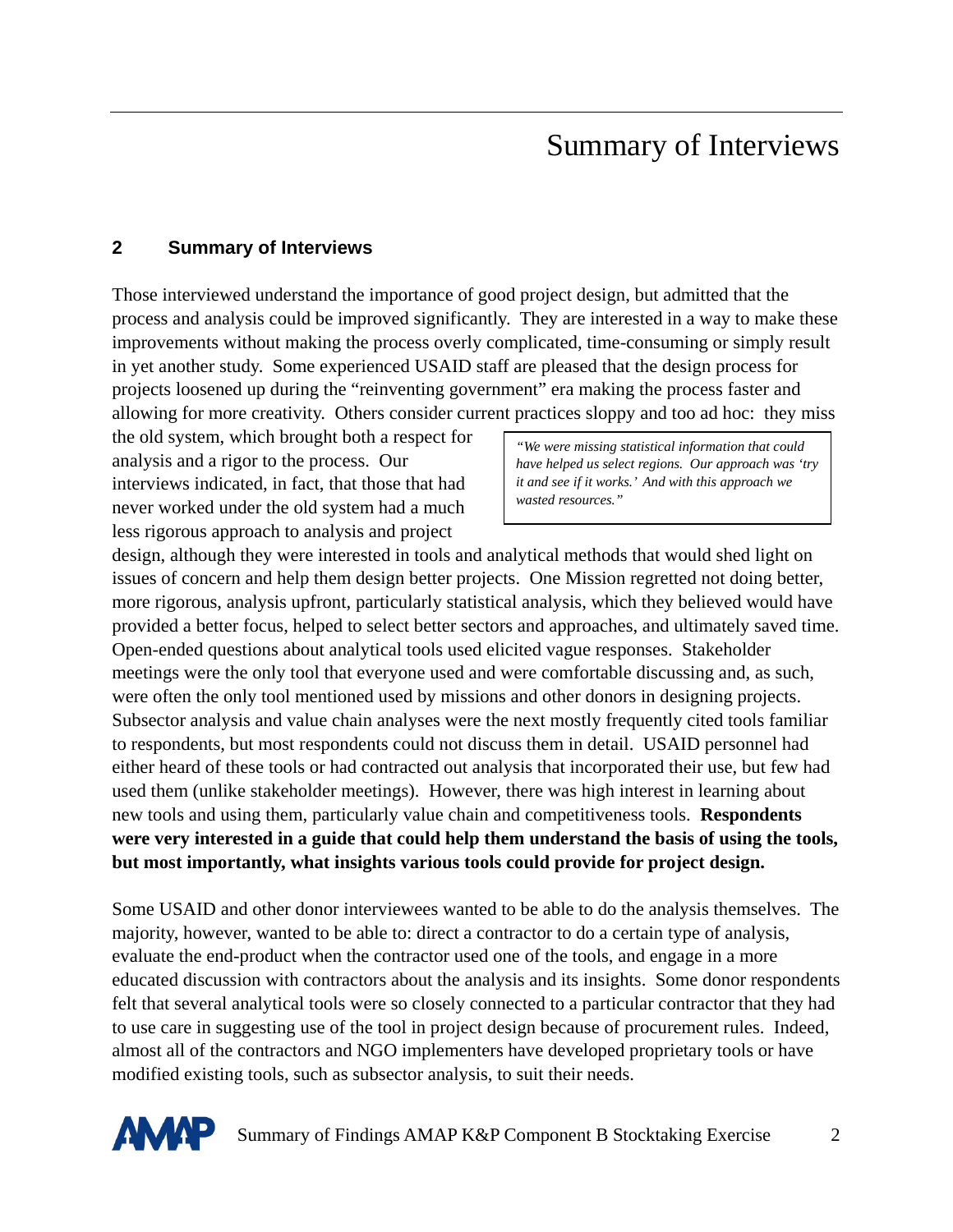## 2 Summary of Interviews

Those interviewed understand the importance of good project design, but admitted that the process and analysis could be improved significantly. They are interested in a way to make these improvements without making the process overly complicated, time-consuming or simply result in yet another study. Some experienced USAID staff are pleased that the design process for projects loosened up during the "reinventing government" era making the process faster and allowing for more creativity. Others consider current practices sloppy and too ad hoc: they miss the old system, which brought both a respect for analysis and a rigor to the process. Our interviews indicated, in fact, that those that had never worked under the old system had a much less rigorous approach to analysis and project design, although they were interested in tools and analytical methods that would shed light on issues of concern and help them design better projects. One Mission regretted not doing better, more rigorous, analysis upfront, particularly statistical analysis, which they believed would have provided a better focus, helped to select better sectors and approaches, and ultimately saved time. Open-ended questions about analytical tools used elicited vague responses. Stakeholder meetings were the only tool that everyone used and were comfortable discussing and, as such, were often the only tool mentioned used by missions and other donors in designing projects. Subsector analysis and value chain analyses were the next mostly frequently cited tools familiar to respondents, but most respondents could not discuss them in detail. USAID personnel had either heard of these tools or had contracted out analysis that incorporated their use, but few had used them (unlike stakeholder meetings). However, there was high interest in learning about new tools and using them, particularly value chain and competitiveness tools. **Respondents were very interested in a guide that could help them understand the basis of using the tools, but most importantly, what insights various tools could provide for project design.**

> *"We were missing statistical information that could have helped us select regions. Our approach was 'try it and see if it works.' And with this approach we wasted resources."*

Some USAID and other donor interviewees wanted to be able to do the analysis themselves. The majority, however, wanted to be able to: direct a contractor to do a certain type of analysis, evaluate the end-product when the contractor used one of the tools, and engage in a more educated discussion with contractors about the analysis and its insights. Some donor respondents felt that several analytical tools were so closely connected to a particular contractor that they had to use care in suggesting use of the tool in project design because of procurement rules. Indeed, almost all of the contractors and NGO implementers have developed proprietary tools or have modified existing tools, such as subsector analysis, to suit their needs.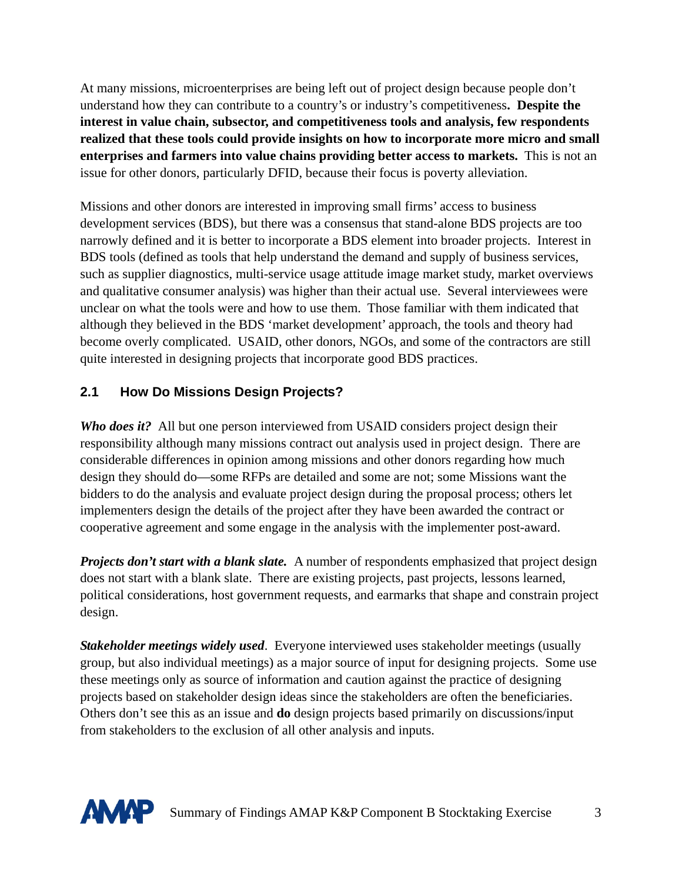At many missions, microenterprises are being left out of project design because people don't understand how they can contribute to a country's or industry's competitiveness**. Despite the interest in value chain, subsector, and competitiveness tools and analysis, few respondents realized that these tools could provide insights on how to incorporate more micro and small enterprises and farmers into value chains providing better access to markets.** This is not an issue for other donors, particularly DFID, because their focus is poverty alleviation.

Missions and other donors are interested in improving small firms' access to business development services (BDS), but there was a consensus that stand-alone BDS projects are too narrowly defined and it is better to incorporate a BDS element into broader projects. Interest in BDS tools (defined as tools that help understand the demand and supply of business services, such as supplier diagnostics, multi-service usage attitude image market study, market overviews and qualitative consumer analysis) was higher than their actual use. Several interviewees were unclear on what the tools were and how to use them. Those familiar with them indicated that although they believed in the BDS 'market development' approach, the tools and theory had become overly complicated. USAID, other donors, NGOs, and some of the contractors are still quite interested in designing projects that incorporate good BDS practices.

## 2.1 How Do Missions Design Projects?

***Who does it?*** All but one person interviewed from USAID considers project design their responsibility although many missions contract out analysis used in project design. There are considerable differences in opinion among missions and other donors regarding how much design they should do—some RFPs are detailed and some are not; some Missions want the bidders to do the analysis and evaluate project design during the proposal process; others let implementers design the details of the project after they have been awarded the contract or cooperative agreement and some engage in the analysis with the implementer post-award.

***Projects don't start with a blank slate.*** A number of respondents emphasized that project design does not start with a blank slate. There are existing projects, past projects, lessons learned, political considerations, host government requests, and earmarks that shape and constrain project design.

***Stakeholder meetings widely used***. Everyone interviewed uses stakeholder meetings (usually group, but also individual meetings) as a major source of input for designing projects. Some use these meetings only as source of information and caution against the practice of designing projects based on stakeholder design ideas since the stakeholders are often the beneficiaries. Others don't see this as an issue and **do** design projects based primarily on discussions/input from stakeholders to the exclusion of all other analysis and inputs.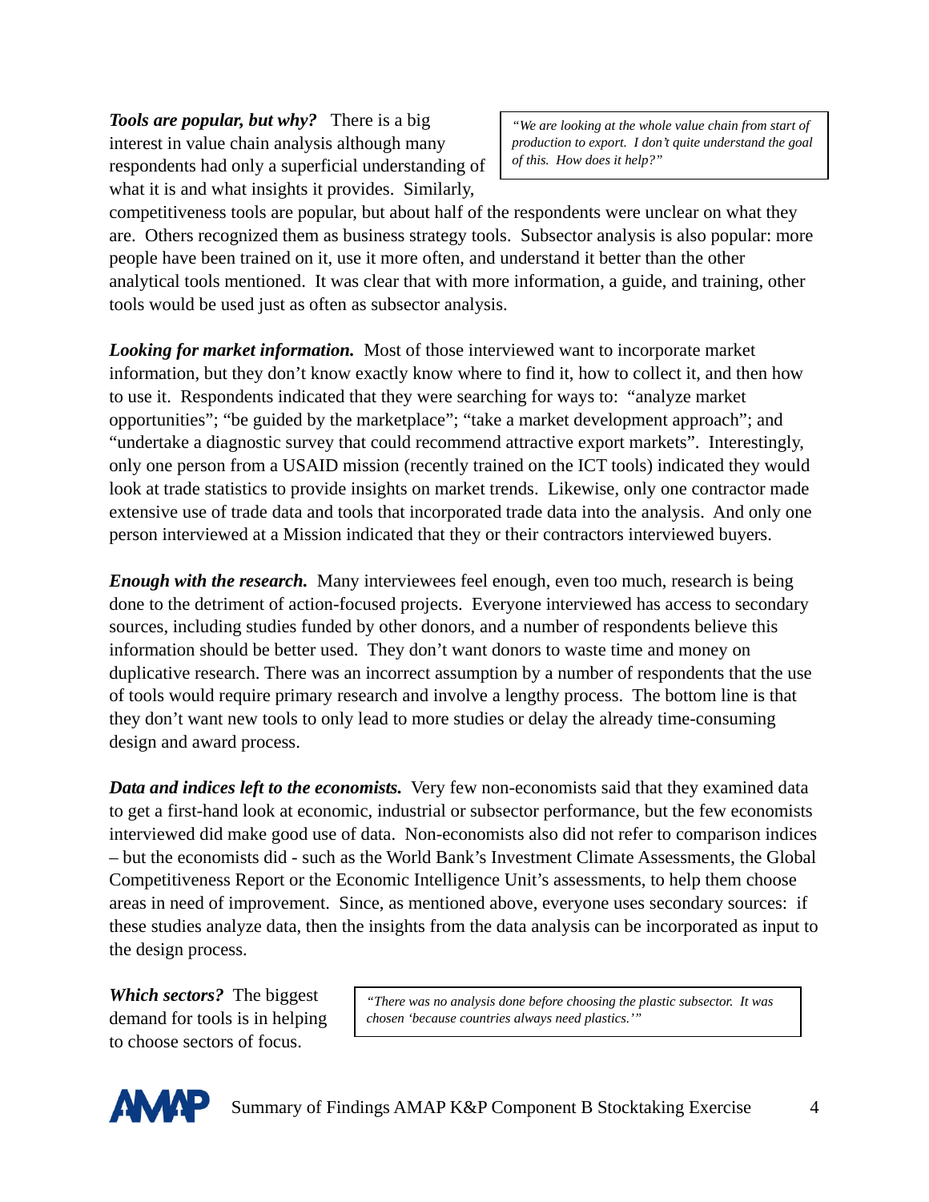***Tools are popular, but why?*** There is a big interest in value chain analysis although many respondents had only a superficial understanding of what it is and what insights it provides. Similarly, competitiveness tools are popular, but about half of the respondents were unclear on what they are. Others recognized them as business strategy tools. Subsector analysis is also popular: more people have been trained on it, use it more often, and understand it better than the other analytical tools mentioned. It was clear that with more information, a guide, and training, other tools would be used just as often as subsector analysis.

> *"We are looking at the whole value chain from start of production to export. I don't quite understand the goal of this. How does it help?"*

***Looking for market information.*** Most of those interviewed want to incorporate market information, but they don't know exactly know where to find it, how to collect it, and then how to use it. Respondents indicated that they were searching for ways to: "analyze market opportunities"; "be guided by the marketplace"; "take a market development approach"; and "undertake a diagnostic survey that could recommend attractive export markets". Interestingly, only one person from a USAID mission (recently trained on the ICT tools) indicated they would look at trade statistics to provide insights on market trends. Likewise, only one contractor made extensive use of trade data and tools that incorporated trade data into the analysis. And only one person interviewed at a Mission indicated that they or their contractors interviewed buyers.

***Enough with the research.*** Many interviewees feel enough, even too much, research is being done to the detriment of action-focused projects. Everyone interviewed has access to secondary sources, including studies funded by other donors, and a number of respondents believe this information should be better used. They don't want donors to waste time and money on duplicative research. There was an incorrect assumption by a number of respondents that the use of tools would require primary research and involve a lengthy process. The bottom line is that they don't want new tools to only lead to more studies or delay the already time-consuming design and award process.

***Data and indices left to the economists.*** Very few non-economists said that they examined data to get a first-hand look at economic, industrial or subsector performance, but the few economists interviewed did make good use of data. Non-economists also did not refer to comparison indices – but the economists did - such as the World Bank's Investment Climate Assessments, the Global Competitiveness Report or the Economic Intelligence Unit's assessments, to help them choose areas in need of improvement. Since, as mentioned above, everyone uses secondary sources: if these studies analyze data, then the insights from the data analysis can be incorporated as input to the design process.

***Which sectors?*** The biggest demand for tools is in helping to choose sectors of focus.

> *"There was no analysis done before choosing the plastic subsector. It was chosen 'because countries always need plastics.'"*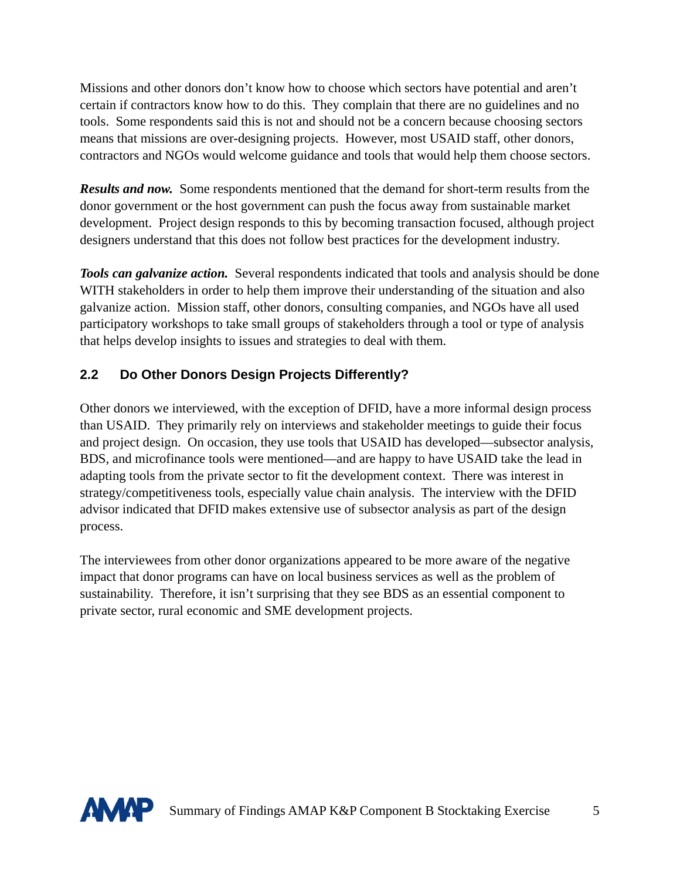Missions and other donors don't know how to choose which sectors have potential and aren't certain if contractors know how to do this. They complain that there are no guidelines and no tools. Some respondents said this is not and should not be a concern because choosing sectors means that missions are over-designing projects. However, most USAID staff, other donors, contractors and NGOs would welcome guidance and tools that would help them choose sectors.

***Results and now.*** Some respondents mentioned that the demand for short-term results from the donor government or the host government can push the focus away from sustainable market development. Project design responds to this by becoming transaction focused, although project designers understand that this does not follow best practices for the development industry.

***Tools can galvanize action.*** Several respondents indicated that tools and analysis should be done WITH stakeholders in order to help them improve their understanding of the situation and also galvanize action. Mission staff, other donors, consulting companies, and NGOs have all used participatory workshops to take small groups of stakeholders through a tool or type of analysis that helps develop insights to issues and strategies to deal with them.

## 2.2 Do Other Donors Design Projects Differently?

Other donors we interviewed, with the exception of DFID, have a more informal design process than USAID. They primarily rely on interviews and stakeholder meetings to guide their focus and project design. On occasion, they use tools that USAID has developed—subsector analysis, BDS, and microfinance tools were mentioned—and are happy to have USAID take the lead in adapting tools from the private sector to fit the development context. There was interest in strategy/competitiveness tools, especially value chain analysis. The interview with the DFID advisor indicated that DFID makes extensive use of subsector analysis as part of the design process.

The interviewees from other donor organizations appeared to be more aware of the negative impact that donor programs can have on local business services as well as the problem of sustainability. Therefore, it isn't surprising that they see BDS as an essential component to private sector, rural economic and SME development projects.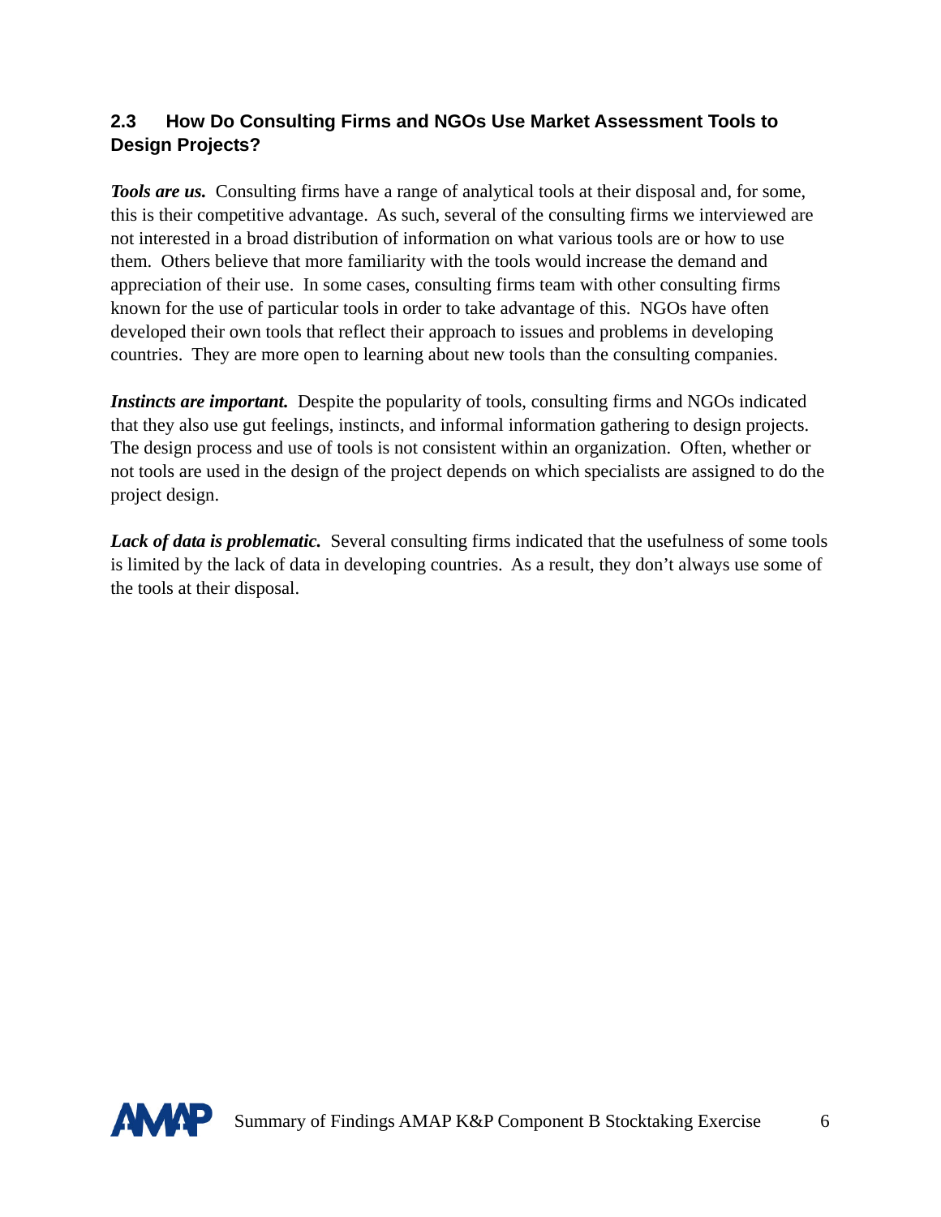## 2.3 How Do Consulting Firms and NGOs Use Market Assessment Tools to Design Projects?

***Tools are us.*** Consulting firms have a range of analytical tools at their disposal and, for some, this is their competitive advantage. As such, several of the consulting firms we interviewed are not interested in a broad distribution of information on what various tools are or how to use them. Others believe that more familiarity with the tools would increase the demand and appreciation of their use. In some cases, consulting firms team with other consulting firms known for the use of particular tools in order to take advantage of this. NGOs have often developed their own tools that reflect their approach to issues and problems in developing countries. They are more open to learning about new tools than the consulting companies.

***Instincts are important.*** Despite the popularity of tools, consulting firms and NGOs indicated that they also use gut feelings, instincts, and informal information gathering to design projects. The design process and use of tools is not consistent within an organization. Often, whether or not tools are used in the design of the project depends on which specialists are assigned to do the project design.

***Lack of data is problematic.*** Several consulting firms indicated that the usefulness of some tools is limited by the lack of data in developing countries. As a result, they don't always use some of the tools at their disposal.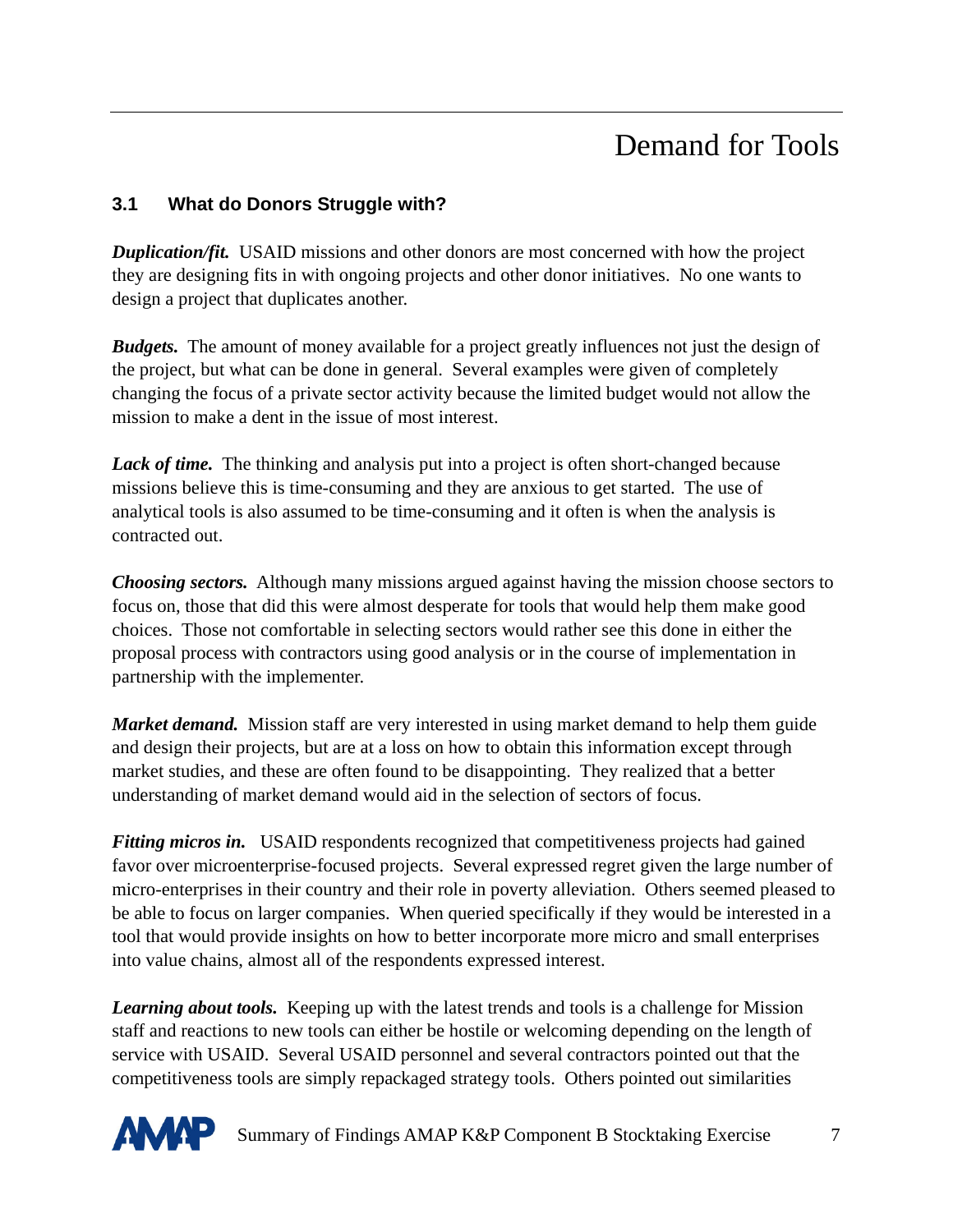# Demand for Tools

### 3.1 What do Donors Struggle with?

***Duplication/fit.*** USAID missions and other donors are most concerned with how the project they are designing fits in with ongoing projects and other donor initiatives. No one wants to design a project that duplicates another.

***Budgets.*** The amount of money available for a project greatly influences not just the design of the project, but what can be done in general. Several examples were given of completely changing the focus of a private sector activity because the limited budget would not allow the mission to make a dent in the issue of most interest.

***Lack of time.*** The thinking and analysis put into a project is often short-changed because missions believe this is time-consuming and they are anxious to get started. The use of analytical tools is also assumed to be time-consuming and it often is when the analysis is contracted out.

***Choosing sectors.*** Although many missions argued against having the mission choose sectors to focus on, those that did this were almost desperate for tools that would help them make good choices. Those not comfortable in selecting sectors would rather see this done in either the proposal process with contractors using good analysis or in the course of implementation in partnership with the implementer.

***Market demand.*** Mission staff are very interested in using market demand to help them guide and design their projects, but are at a loss on how to obtain this information except through market studies, and these are often found to be disappointing. They realized that a better understanding of market demand would aid in the selection of sectors of focus.

***Fitting micros in.*** USAID respondents recognized that competitiveness projects had gained favor over microenterprise-focused projects. Several expressed regret given the large number of micro-enterprises in their country and their role in poverty alleviation. Others seemed pleased to be able to focus on larger companies. When queried specifically if they would be interested in a tool that would provide insights on how to better incorporate more micro and small enterprises into value chains, almost all of the respondents expressed interest.

***Learning about tools.*** Keeping up with the latest trends and tools is a challenge for Mission staff and reactions to new tools can either be hostile or welcoming depending on the length of service with USAID. Several USAID personnel and several contractors pointed out that the competitiveness tools are simply repackaged strategy tools. Others pointed out similarities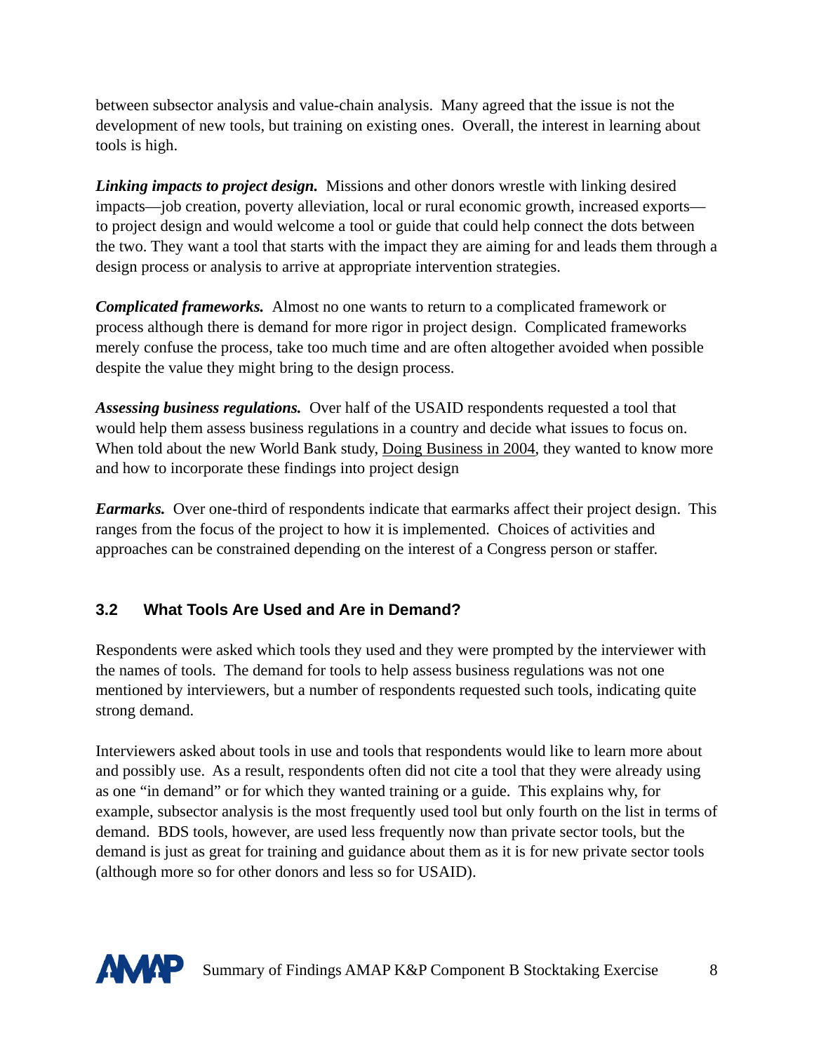between subsector analysis and value-chain analysis. Many agreed that the issue is not the development of new tools, but training on existing ones. Overall, the interest in learning about tools is high.

***Linking impacts to project design.*** Missions and other donors wrestle with linking desired impacts—job creation, poverty alleviation, local or rural economic growth, increased exports—to project design and would welcome a tool or guide that could help connect the dots between the two. They want a tool that starts with the impact they are aiming for and leads them through a design process or analysis to arrive at appropriate intervention strategies.

***Complicated frameworks.*** Almost no one wants to return to a complicated framework or process although there is demand for more rigor in project design. Complicated frameworks merely confuse the process, take too much time and are often altogether avoided when possible despite the value they might bring to the design process.

***Assessing business regulations.*** Over half of the USAID respondents requested a tool that would help them assess business regulations in a country and decide what issues to focus on. When told about the new World Bank study, Doing Business in 2004, they wanted to know more and how to incorporate these findings into project design

***Earmarks.*** Over one-third of respondents indicate that earmarks affect their project design. This ranges from the focus of the project to how it is implemented. Choices of activities and approaches can be constrained depending on the interest of a Congress person or staffer.

## 3.2 What Tools Are Used and Are in Demand?

Respondents were asked which tools they used and they were prompted by the interviewer with the names of tools. The demand for tools to help assess business regulations was not one mentioned by interviewers, but a number of respondents requested such tools, indicating quite strong demand.

Interviewers asked about tools in use and tools that respondents would like to learn more about and possibly use. As a result, respondents often did not cite a tool that they were already using as one "in demand" or for which they wanted training or a guide. This explains why, for example, subsector analysis is the most frequently used tool but only fourth on the list in terms of demand. BDS tools, however, are used less frequently now than private sector tools, but the demand is just as great for training and guidance about them as it is for new private sector tools (although more so for other donors and less so for USAID).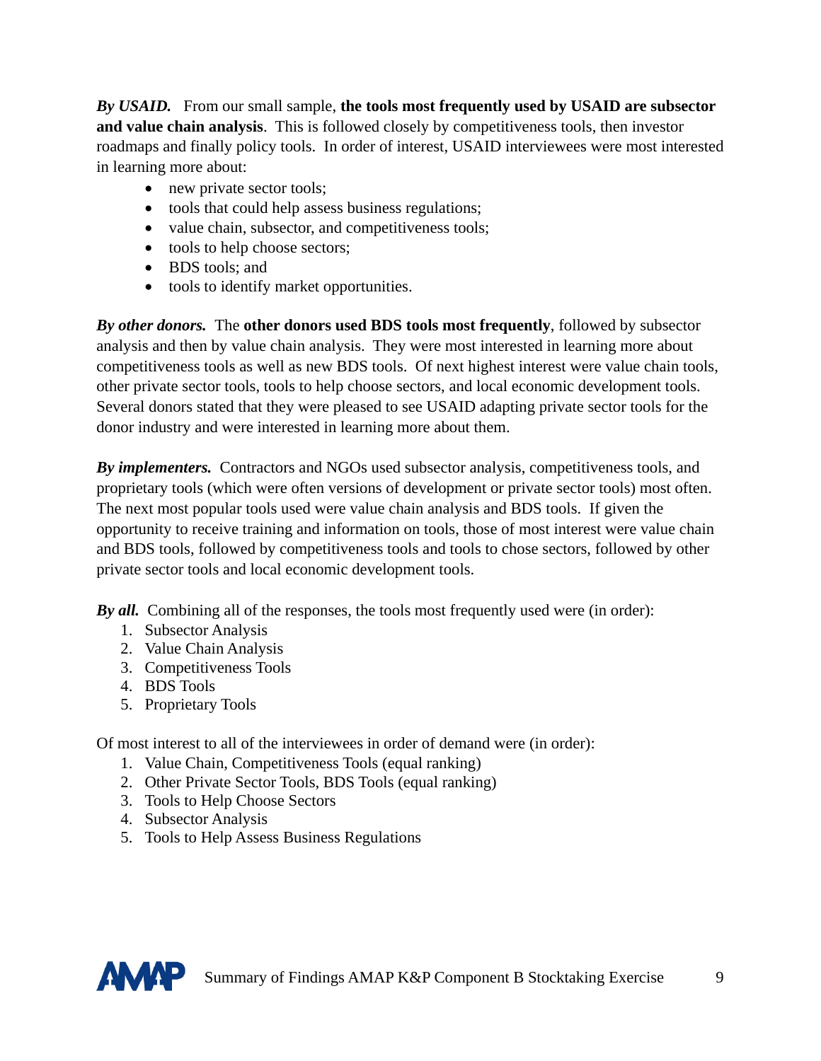***By USAID.*** From our small sample, **the tools most frequently used by USAID are subsector and value chain analysis**. This is followed closely by competitiveness tools, then investor roadmaps and finally policy tools. In order of interest, USAID interviewees were most interested in learning more about:

- new private sector tools;
- tools that could help assess business regulations;
- value chain, subsector, and competitiveness tools;
- tools to help choose sectors;
- BDS tools; and
- tools to identify market opportunities.

***By other donors.*** The **other donors used BDS tools most frequently**, followed by subsector analysis and then by value chain analysis. They were most interested in learning more about competitiveness tools as well as new BDS tools. Of next highest interest were value chain tools, other private sector tools, tools to help choose sectors, and local economic development tools. Several donors stated that they were pleased to see USAID adapting private sector tools for the donor industry and were interested in learning more about them.

***By implementers.*** Contractors and NGOs used subsector analysis, competitiveness tools, and proprietary tools (which were often versions of development or private sector tools) most often. The next most popular tools used were value chain analysis and BDS tools. If given the opportunity to receive training and information on tools, those of most interest were value chain and BDS tools, followed by competitiveness tools and tools to chose sectors, followed by other private sector tools and local economic development tools.

***By all.*** Combining all of the responses, the tools most frequently used were (in order):

1. Subsector Analysis
2. Value Chain Analysis
3. Competitiveness Tools
4. BDS Tools
5. Proprietary Tools

Of most interest to all of the interviewees in order of demand were (in order):

1. Value Chain, Competitiveness Tools (equal ranking)
2. Other Private Sector Tools, BDS Tools (equal ranking)
3. Tools to Help Choose Sectors
4. Subsector Analysis
5. Tools to Help Assess Business Regulations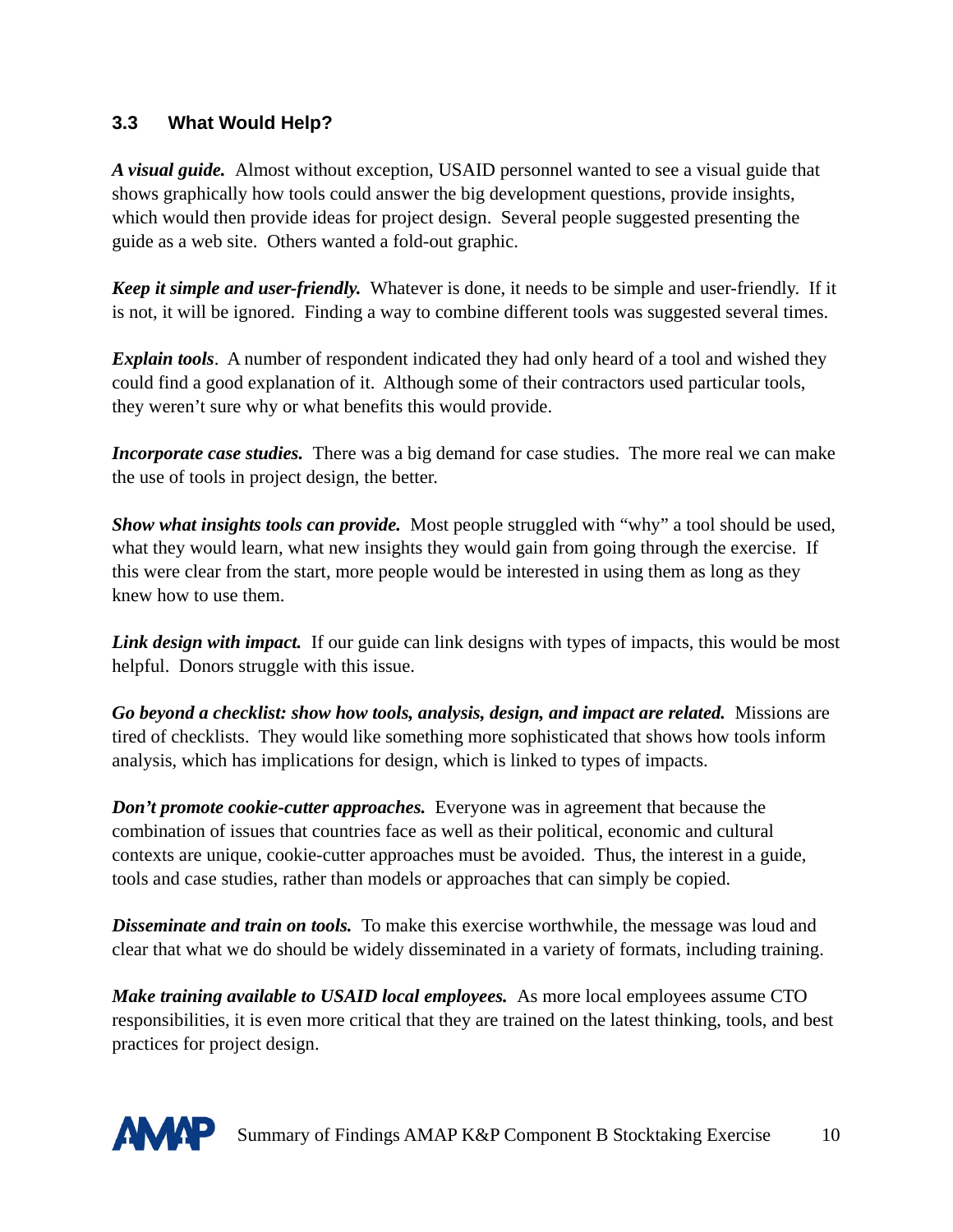### 3.3 What Would Help?

***A visual guide.*** Almost without exception, USAID personnel wanted to see a visual guide that shows graphically how tools could answer the big development questions, provide insights, which would then provide ideas for project design. Several people suggested presenting the guide as a web site. Others wanted a fold-out graphic.

***Keep it simple and user-friendly.*** Whatever is done, it needs to be simple and user-friendly. If it is not, it will be ignored. Finding a way to combine different tools was suggested several times.

***Explain tools***. A number of respondent indicated they had only heard of a tool and wished they could find a good explanation of it. Although some of their contractors used particular tools, they weren't sure why or what benefits this would provide.

***Incorporate case studies.*** There was a big demand for case studies. The more real we can make the use of tools in project design, the better.

***Show what insights tools can provide.*** Most people struggled with "why" a tool should be used, what they would learn, what new insights they would gain from going through the exercise. If this were clear from the start, more people would be interested in using them as long as they knew how to use them.

***Link design with impact.*** If our guide can link designs with types of impacts, this would be most helpful. Donors struggle with this issue.

***Go beyond a checklist: show how tools, analysis, design, and impact are related.*** Missions are tired of checklists. They would like something more sophisticated that shows how tools inform analysis, which has implications for design, which is linked to types of impacts.

***Don't promote cookie-cutter approaches.*** Everyone was in agreement that because the combination of issues that countries face as well as their political, economic and cultural contexts are unique, cookie-cutter approaches must be avoided. Thus, the interest in a guide, tools and case studies, rather than models or approaches that can simply be copied.

***Disseminate and train on tools.*** To make this exercise worthwhile, the message was loud and clear that what we do should be widely disseminated in a variety of formats, including training.

***Make training available to USAID local employees.*** As more local employees assume CTO responsibilities, it is even more critical that they are trained on the latest thinking, tools, and best practices for project design.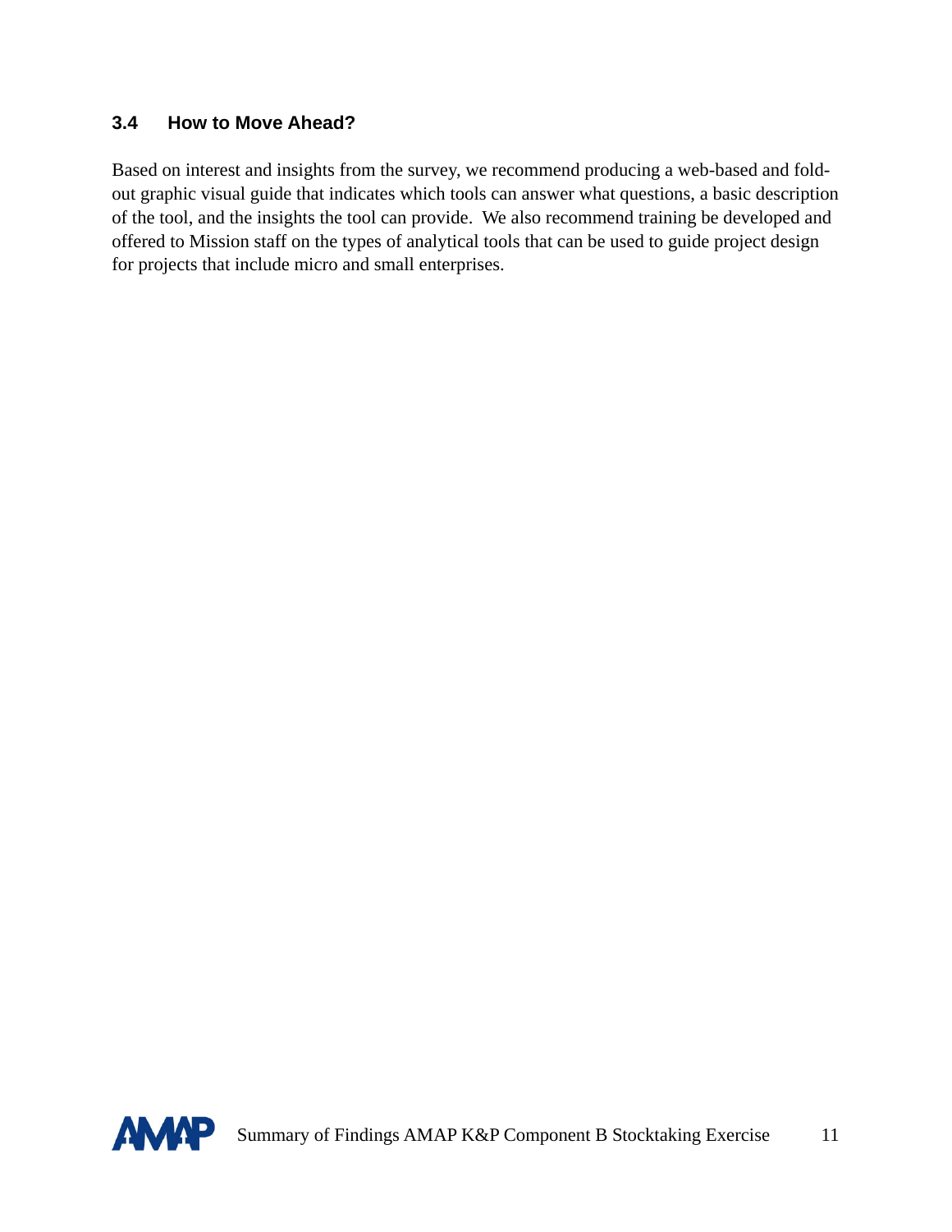### 3.4 How to Move Ahead?

Based on interest and insights from the survey, we recommend producing a web-based and fold-out graphic visual guide that indicates which tools can answer what questions, a basic description of the tool, and the insights the tool can provide. We also recommend training be developed and offered to Mission staff on the types of analytical tools that can be used to guide project design for projects that include micro and small enterprises.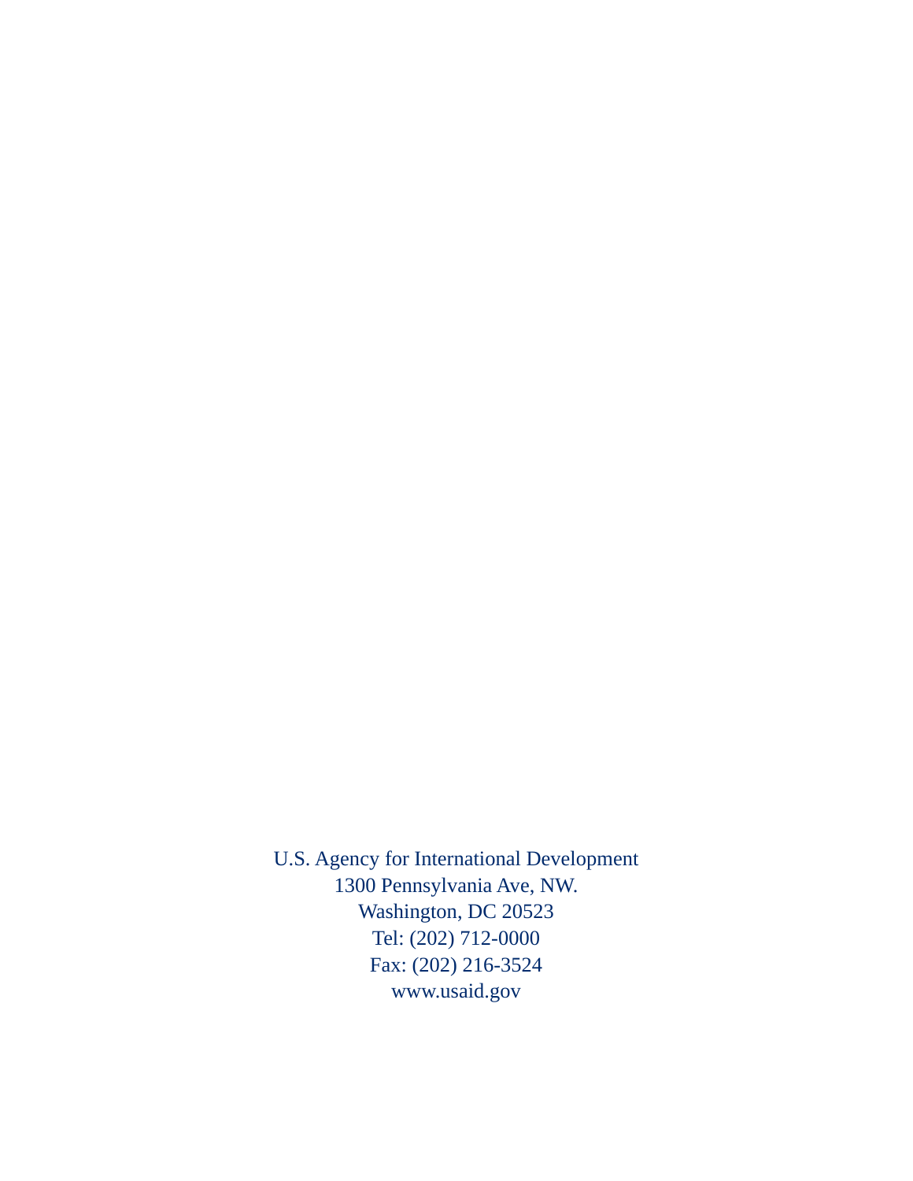U.S. Agency for International Development
1300 Pennsylvania Ave, NW.
Washington, DC 20523
Tel: (202) 712-0000
Fax: (202) 216-3524
www.usaid.gov